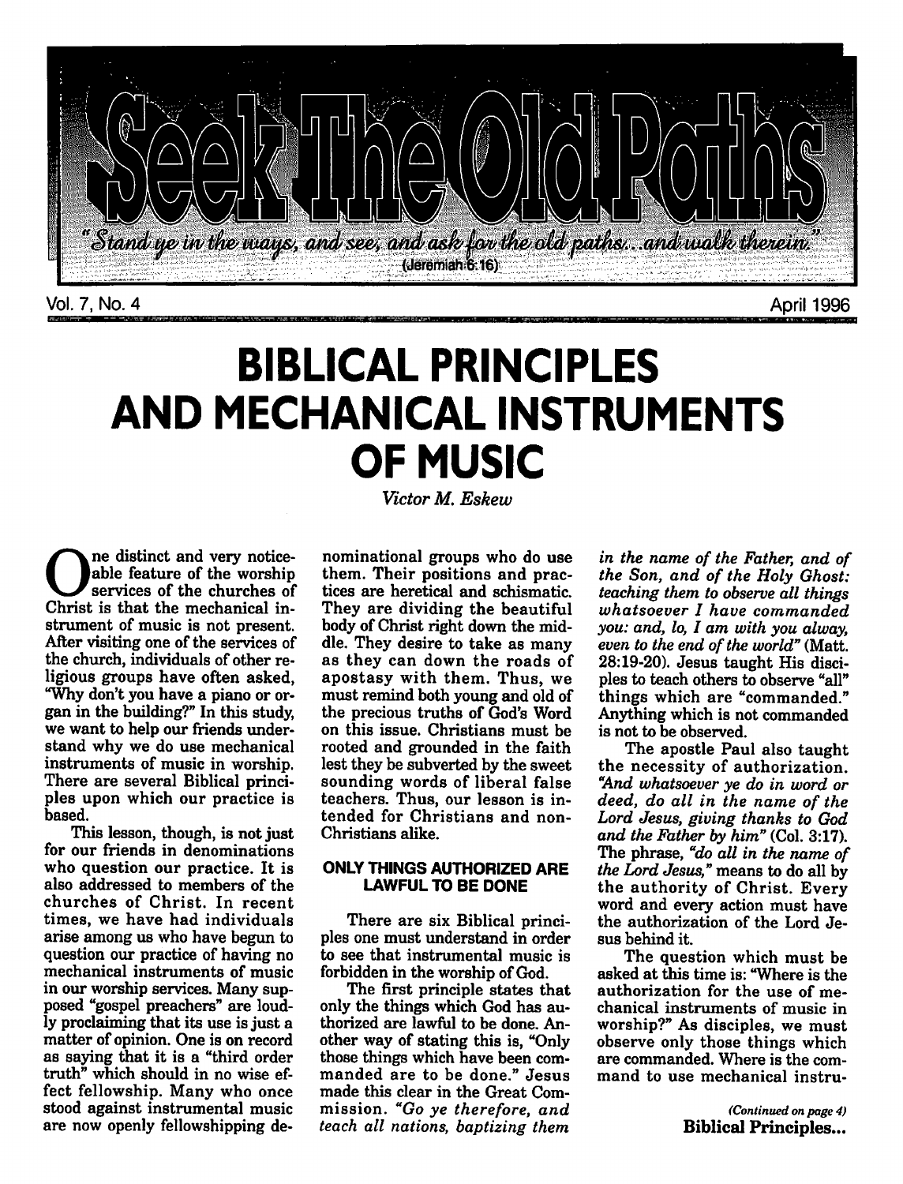# Seek The Old Paths

*"Stand ye in the ways, and see, and ask for the old paths...and walk therein"* (Jeremiah 6:16)

Vol. 7, No. 4 — April 1996

# BIBLICAL PRINCIPLES AND MECHANICAL INSTRUMENTS OF MUSIC

*Victor M. Eskew*

One distinct and very noticeable feature of the worship services of the churches of Christ is that the mechanical instrument of music is not present. After visiting one of the services of the church, individuals of other religious groups have often asked, "Why don't you have a piano or organ in the building?" In this study, we want to help our friends understand why we do use mechanical instruments of music in worship. There are several Biblical principles upon which our practice is based.

This lesson, though, is not just for our friends in denominations who question our practice. It is also addressed to members of the churches of Christ. In recent times, we have had individuals arise among us who have begun to question our practice of having no mechanical instruments of music in our worship services. Many supposed "gospel preachers" are loudly proclaiming that its use is just a matter of opinion. One is on record as saying that it is a "third order truth" which should in no wise effect fellowship. Many who once stood against instrumental music are now openly fellowshipping denominational groups who do use them. Their positions and practices are heretical and schismatic. They are dividing the beautiful body of Christ right down the middle. They desire to take as many as they can down the roads of apostasy with them. Thus, we must remind both young and old of the precious truths of God's Word on this issue. Christians must be rooted and grounded in the faith lest they be subverted by the sweet sounding words of liberal false teachers. Thus, our lesson is intended for Christians and non-Christians alike.

## ONLY THINGS AUTHORIZED ARE LAWFUL TO BE DONE

There are six Biblical principles one must understand in order to see that instrumental music is forbidden in the worship of God.

The first principle states that only the things which God has authorized are lawful to be done. Another way of stating this is, "Only those things which have been commanded are to be done." Jesus made this clear in the Great Commission. *"Go ye therefore, and teach all nations, baptizing them in the name of the Father, and of the Son, and of the Holy Ghost: teaching them to observe all things whatsoever I have commanded you: and, lo, I am with you alway, even to the end of the world"* (Matt. 28:19-20). Jesus taught His disciples to teach others to observe "all" things which are "commanded." Anything which is not commanded is not to be observed.

The apostle Paul also taught the necessity of authorization. *"And whatsoever ye do in word or deed, do all in the name of the Lord Jesus, giving thanks to God and the Father by him"* (Col. 3:17). The phrase, *"do all in the name of the Lord Jesus,"* means to do all by the authority of Christ. Every word and every action must have the authorization of the Lord Jesus behind it.

The question which must be asked at this time is: "Where is the authorization for the use of mechanical instruments of music in worship?" As disciples, we must observe only those things which are commanded. Where is the command to use mechanical instru-

*(Continued on page 4)* **Biblical Principles...**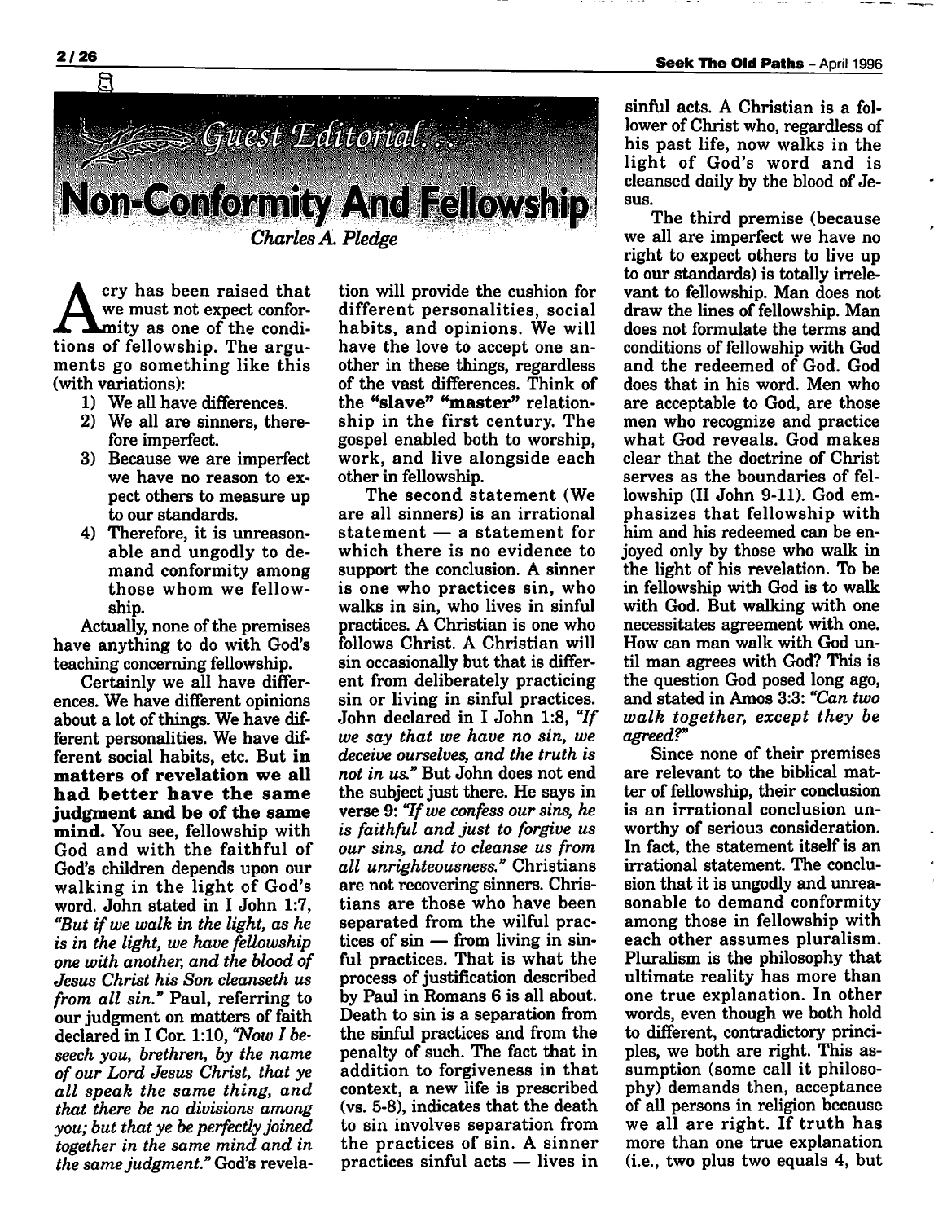## Guest Editorial...

# Non-Conformity And Fellowship

*Charles A. Pledge*

A cry has been raised that we must not expect conformity as one of the conditions of fellowship. The arguments go something like this (with variations):

1) We all have differences.
2) We all are sinners, therefore imperfect.
3) Because we are imperfect we have no reason to expect others to measure up to our standards.
4) Therefore, it is unreasonable and ungodly to demand conformity among those whom we fellowship.

Actually, none of the premises have anything to do with God's teaching concerning fellowship.

Certainly we all have differences. We have different opinions about a lot of things. We have different personalities. We have different social habits, etc. But **in matters of revelation we all had better have the same judgment and be of the same mind.** You see, fellowship with God and with the faithful of God's children depends upon our walking in the light of God's word. John stated in I John 1:7, *"But if we walk in the light, as he is in the light, we have fellowship one with another, and the blood of Jesus Christ his Son cleanseth us from all sin."* Paul, referring to our judgment on matters of faith declared in I Cor. 1:10, *"Now I beseech you, brethren, by the name of our Lord Jesus Christ, that ye all speak the same thing, and that there be no divisions among you; but that ye be perfectly joined together in the same mind and in the same judgment."* God's revelation will provide the cushion for different personalities, social habits, and opinions. We will have the love to accept one another in these things, regardless of the vast differences. Think of the **"slave" "master"** relationship in the first century. The gospel enabled both to worship, work, and live alongside each other in fellowship.

The second statement (We are all sinners) is an irrational statement — a statement for which there is no evidence to support the conclusion. A sinner is one who practices sin, who walks in sin, who lives in sinful practices. A Christian is one who follows Christ. A Christian will sin occasionally but that is different from deliberately practicing sin or living in sinful practices. John declared in I John 1:8, *"If we say that we have no sin, we deceive ourselves, and the truth is not in us."* But John does not end the subject just there. He says in verse 9: *"If we confess our sins, he is faithful and just to forgive us our sins, and to cleanse us from all unrighteousness."* Christians are not recovering sinners. Christians are those who have been separated from the wilful practices of sin — from living in sinful practices. That is what the process of justification described by Paul in Romans 6 is all about. Death to sin is a separation from the sinful practices and from the penalty of such. The fact that in addition to forgiveness in that context, a new life is prescribed (vs. 5-8), indicates that the death to sin involves separation from the practices of sin. A sinner practices sinful acts — lives in sinful acts. A Christian is a follower of Christ who, regardless of his past life, now walks in the light of God's word and is cleansed daily by the blood of Jesus.

The third premise (because we all are imperfect we have no right to expect others to live up to our standards) is totally irrelevant to fellowship. Man does not draw the lines of fellowship. Man does not formulate the terms and conditions of fellowship with God and the redeemed of God. God does that in his word. Men who are acceptable to God, are those men who recognize and practice what God reveals. God makes clear that the doctrine of Christ serves as the boundaries of fellowship (II John 9-11). God emphasizes that fellowship with him and his redeemed can be enjoyed only by those who walk in the light of his revelation. To be in fellowship with God is to walk with God. But walking with one necessitates agreement with one. How can man walk with God until man agrees with God? This is the question God posed long ago, and stated in Amos 3:3: *"Can two walk together, except they be agreed?"*

Since none of their premises are relevant to the biblical matter of fellowship, their conclusion is an irrational conclusion unworthy of serious consideration. In fact, the statement itself is an irrational statement. The conclusion that it is ungodly and unreasonable to demand conformity among those in fellowship with each other assumes pluralism. Pluralism is the philosophy that ultimate reality has more than one true explanation. In other words, even though we both hold to different, contradictory principles, we both are right. This assumption (some call it philosophy) demands then, acceptance of all persons in religion because we all are right. If truth has more than one true explanation (i.e., two plus two equals 4, but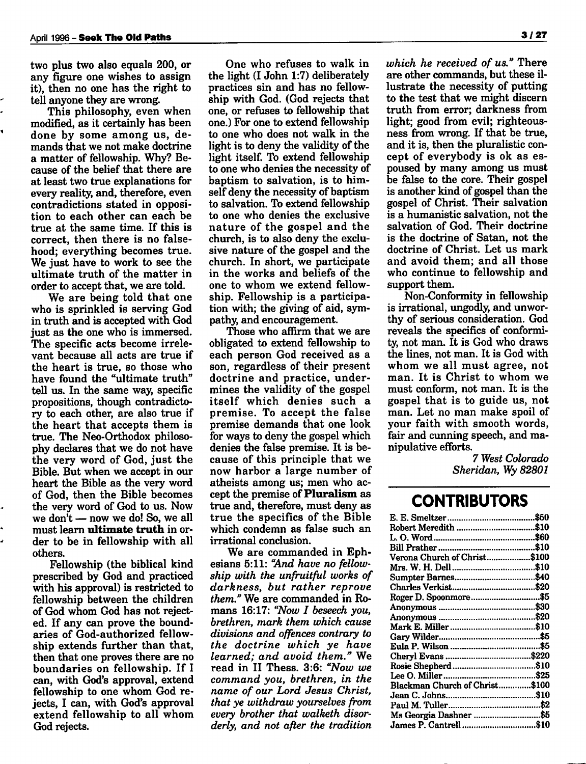two plus two also equals 200, or any figure one wishes to assign it), then no one has the right to tell anyone they are wrong.

This philosophy, even when modified, as it certainly has been done by some among us, demands that we not make doctrine a matter of fellowship. Why? Because of the belief that there are at least two true explanations for every reality, and, therefore, even contradictions stated in opposition to each other can each be true at the same time. If this is correct, then there is no falsehood; everything becomes true. We just have to work to see the ultimate truth of the matter in order to accept that, we are told.

We are being told that one who is sprinkled is serving God in truth and is accepted with God just as the one who is immersed. The specific acts become irrelevant because all acts are true if the heart is true, so those who have found the "ultimate truth" tell us. In the same way, specific propositions, though contradictory to each other, are also true if the heart that accepts them is true. The Neo-Orthodox philosophy declares that we do not have the very word of God, just the Bible. But when we accept in our heart the Bible as the very word of God, then the Bible becomes the very word of God to us. Now we don't — now we do! So, we all must learn **ultimate truth** in order to be in fellowship with all others.

Fellowship (the biblical kind prescribed by God and practiced with his approval) is restricted to fellowship between the children of God whom God has not rejected. If any can prove the boundaries of God-authorized fellowship extends further than that, then that one proves there are no boundaries on fellowship. If I can, with God's approval, extend fellowship to one whom God rejects, I can, with God's approval extend fellowship to all whom God rejects.

One who refuses to walk in the light (I John 1:7) deliberately practices sin and has no fellowship with God. (God rejects that one, or refuses to fellowship that one.) For one to extend fellowship to one who does not walk in the light is to deny the validity of the light itself. To extend fellowship to one who denies the necessity of baptism to salvation, is to himself deny the necessity of baptism to salvation. To extend fellowship to one who denies the exclusive nature of the gospel and the church, is to also deny the exclusive nature of the gospel and the church. In short, we participate in the works and beliefs of the one to whom we extend fellowship. Fellowship is a participation with; the giving of aid, sympathy, and encouragement.

Those who affirm that we are obligated to extend fellowship to each person God received as a son, regardless of their present doctrine and practice, undermines the validity of the gospel itself which denies such a premise. To accept the false premise demands that one look for ways to deny the gospel which denies the false premise. It is because of this principle that we now harbor a large number of atheists among us; men who accept the premise of **Pluralism** as true and, therefore, must deny as true the specifics of the Bible which condemn as false such an irrational conclusion.

We are commanded in Ephesians 5:11: *"And have no fellowship with the unfruitful works of darkness, but rather reprove them."* We are commanded in Romans 16:17: *"Now I beseech you, brethren, mark them which cause divisions and offences contrary to the doctrine which ye have learned; and avoid them."* We read in II Thess. 3:6: *"Now we command you, brethren, in the name of our Lord Jesus Christ, that ye withdraw yourselves from every brother that walketh disorderly, and not after the tradition which he received of us."* There are other commands, but these illustrate the necessity of putting to the test that we might discern truth from error; darkness from light; good from evil; righteousness from wrong. If that be true, and it is, then the pluralistic concept of everybody is ok as espoused by many among us must be false to the core. Their gospel is another kind of gospel than the gospel of Christ. Their salvation is a humanistic salvation, not the salvation of God. Their doctrine is the doctrine of Satan, not the doctrine of Christ. Let us mark and avoid them; and all those who continue to fellowship and support them.

Non-Conformity in fellowship is irrational, ungodly, and unworthy of serious consideration. God reveals the specifics of conformity, not man. It is God who draws the lines, not man. It is God with whom we all must agree, not man. It is Christ to whom we must conform, not man. It is the gospel that is to guide us, not man. Let no man make spoil of your faith with smooth words, fair and cunning speech, and manipulative efforts.

*7 West Colorado*
*Sheridan, Wy 82801*

## CONTRIBUTORS

| | |
|---|---|
| E. E. Smeltzer | $50 |
| Robert Meredith | $10 |
| L. O. Word | $60 |
| Bill Prather | $10 |
| Verona Church of Christ | $100 |
| Mrs. W. H. Dell | $10 |
| Sumpter Barnes | $40 |
| Charles Verkist | $20 |
| Roger D. Spoonmore | $5 |
| Anonymous | $30 |
| Anonymous | $20 |
| Mark E. Miller | $10 |
| Gary Wilder | $5 |
| Eula P. Wilson | $5 |
| Cheryl Evans | $220 |
| Rosie Shepherd | $10 |
| Lee O. Miller | $25 |
| Blackman Church of Christ | $100 |
| Jean C. Johns | $10 |
| Paul M. Tuller | $2 |
| Ms Georgia Dashner | $5 |
| James P. Cantrell | $10 |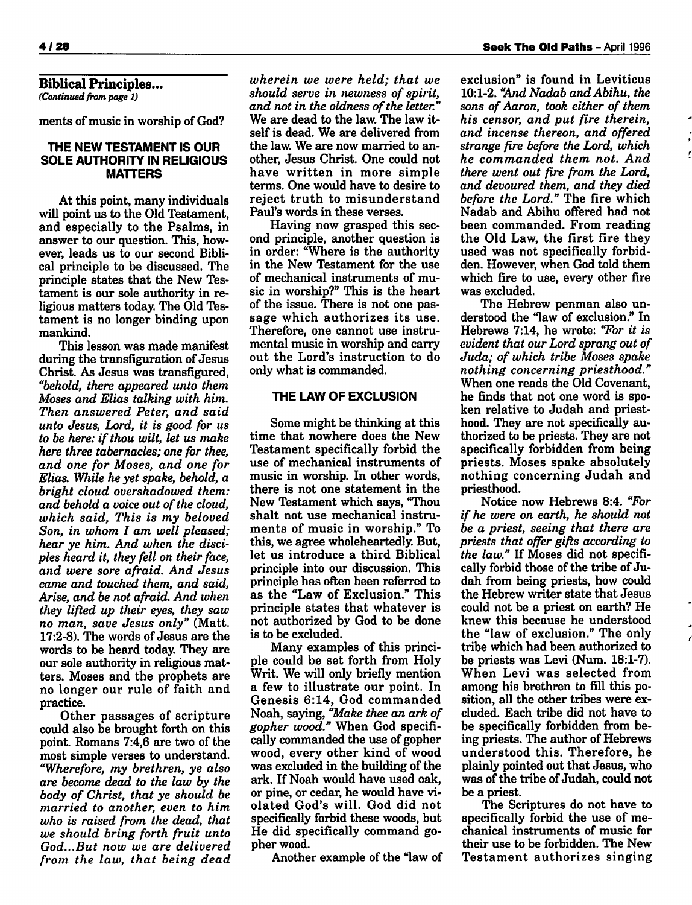**Biblical Principles...**
*(Continued from page 1)*

ments of music in worship of God?

### THE NEW TESTAMENT IS OUR SOLE AUTHORITY IN RELIGIOUS MATTERS

At this point, many individuals will point us to the Old Testament, and especially to the Psalms, in answer to our question. This, however, leads us to our second Biblical principle to be discussed. The principle states that the New Testament is our sole authority in religious matters today. The Old Testament is no longer binding upon mankind.

This lesson was made manifest during the transfiguration of Jesus Christ. As Jesus was transfigured, *"behold, there appeared unto them Moses and Elias talking with him. Then answered Peter, and said unto Jesus, Lord, it is good for us to be here: if thou wilt, let us make here three tabernacles; one for thee, and one for Moses, and one for Elias. While he yet spake, behold, a bright cloud overshadowed them: and behold a voice out of the cloud, which said, This is my beloved Son, in whom I am well pleased; hear ye him. And when the disciples heard it, they fell on their face, and were sore afraid. And Jesus came and touched them, and said, Arise, and be not afraid. And when they lifted up their eyes, they saw no man, save Jesus only"* (Matt. 17:2-8). The words of Jesus are the words to be heard today. They are our sole authority in religious matters. Moses and the prophets are no longer our rule of faith and practice.

Other passages of scripture could also be brought forth on this point. Romans 7:4,6 are two of the most simple verses to understand. *"Wherefore, my brethren, ye also are become dead to the law by the body of Christ, that ye should be married to another, even to him who is raised from the dead, that we should bring forth fruit unto God...But now we are delivered from the law, that being dead wherein we were held; that we should serve in newness of spirit, and not in the oldness of the letter."* We are dead to the law. The law itself is dead. We are delivered from the law. We are now married to another, Jesus Christ. One could not have written in more simple terms. One would have to desire to reject truth to misunderstand Paul's words in these verses.

Having now grasped this second principle, another question is in order: "Where is the authority in the New Testament for the use of mechanical instruments of music in worship?" This is the heart of the issue. There is not one passage which authorizes its use. Therefore, one cannot use instrumental music in worship and carry out the Lord's instruction to do only what is commanded.

### THE LAW OF EXCLUSION

Some might be thinking at this time that nowhere does the New Testament specifically forbid the use of mechanical instruments of music in worship. In other words, there is not one statement in the New Testament which says, "Thou shalt not use mechanical instruments of music in worship." To this, we agree wholeheartedly. But, let us introduce a third Biblical principle into our discussion. This principle has often been referred to as the "Law of Exclusion." This principle states that whatever is not authorized by God to be done is to be excluded.

Many examples of this principle could be set forth from Holy Writ. We will only briefly mention a few to illustrate our point. In Genesis 6:14, God commanded Noah, saying, *"Make thee an ark of gopher wood."* When God specifically commanded the use of gopher wood, every other kind of wood was excluded in the building of the ark. If Noah would have used oak, or pine, or cedar, he would have violated God's will. God did not specifically forbid these woods, but He did specifically command gopher wood.

Another example of the "law of exclusion" is found in Leviticus 10:1-2. *"And Nadab and Abihu, the sons of Aaron, took either of them his censor, and put fire therein, and incense thereon, and offered strange fire before the Lord, which he commanded them not. And there went out fire from the Lord, and devoured them, and they died before the Lord."* The fire which Nadab and Abihu offered had not been commanded. From reading the Old Law, the first fire they used was not specifically forbidden. However, when God told them which fire to use, every other fire was excluded.

The Hebrew penman also understood the "law of exclusion." In Hebrews 7:14, he wrote: *"For it is evident that our Lord sprang out of Juda; of which tribe Moses spake nothing concerning priesthood."* When one reads the Old Covenant, he finds that not one word is spoken relative to Judah and priesthood. They are not specifically authorized to be priests. They are not specifically forbidden from being priests. Moses spake absolutely nothing concerning Judah and priesthood.

Notice now Hebrews 8:4. *"For if he were on earth, he should not be a priest, seeing that there are priests that offer gifts according to the law."* If Moses did not specifically forbid those of the tribe of Judah from being priests, how could the Hebrew writer state that Jesus could not be a priest on earth? He knew this because he understood the "law of exclusion." The only tribe which had been authorized to be priests was Levi (Num. 18:1-7). When Levi was selected from among his brethren to fill this position, all the other tribes were excluded. Each tribe did not have to be specifically forbidden from being priests. The author of Hebrews understood this. Therefore, he plainly pointed out that Jesus, who was of the tribe of Judah, could not be a priest.

The Scriptures do not have to specifically forbid the use of mechanical instruments of music for their use to be forbidden. The New Testament authorizes singing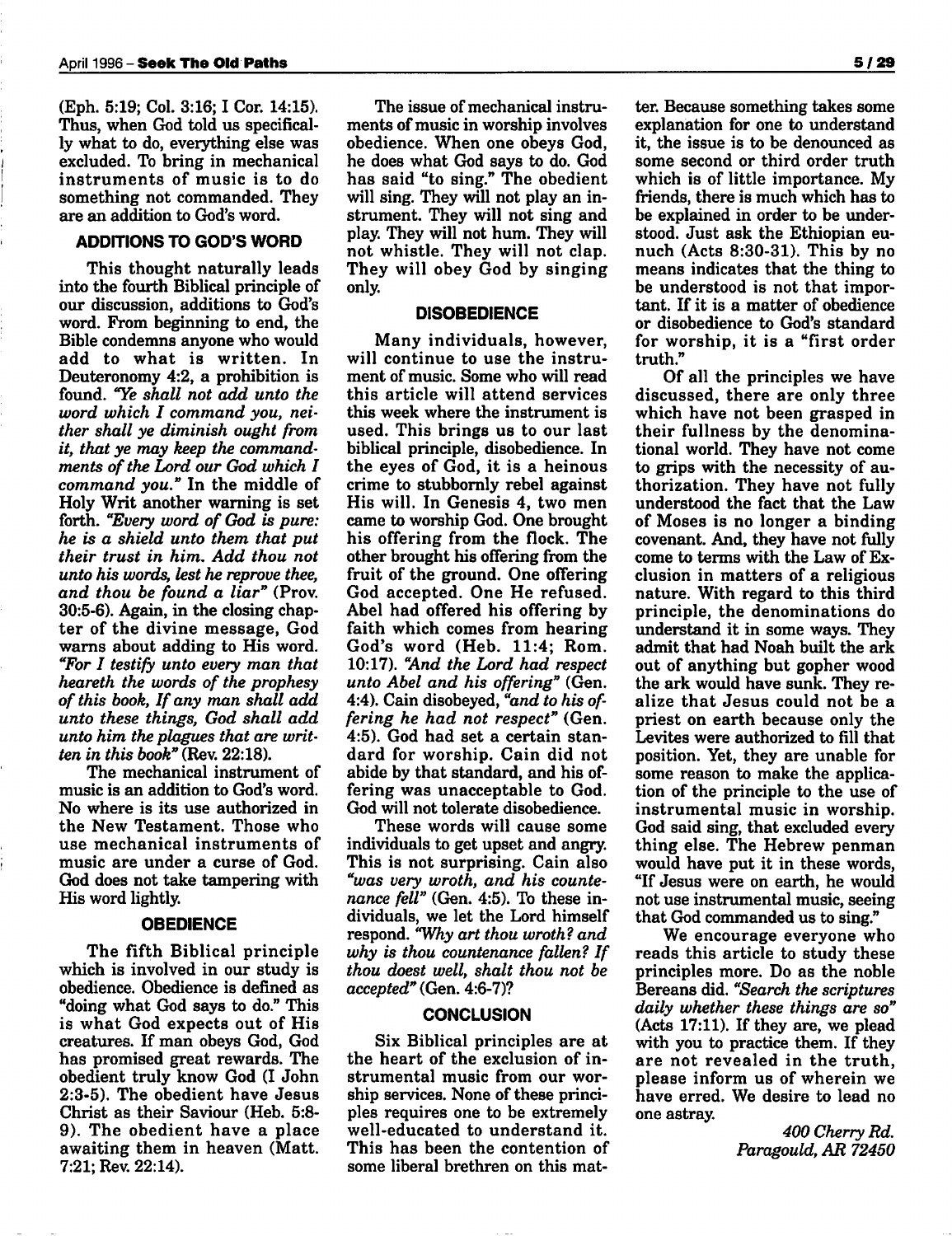(Eph. 5:19; Col. 3:16; I Cor. 14:15). Thus, when God told us specifically what to do, everything else was excluded. To bring in mechanical instruments of music is to do something not commanded. They are an addition to God's word.

### ADDITIONS TO GOD'S WORD

This thought naturally leads into the fourth Biblical principle of our discussion, additions to God's word. From beginning to end, the Bible condemns anyone who would add to what is written. In Deuteronomy 4:2, a prohibition is found. *"Ye shall not add unto the word which I command you, neither shall ye diminish ought from it, that ye may keep the commandments of the Lord our God which I command you."* In the middle of Holy Writ another warning is set forth. *"Every word of God is pure: he is a shield unto them that put their trust in him. Add thou not unto his words, lest he reprove thee, and thou be found a liar"* (Prov. 30:5-6). Again, in the closing chapter of the divine message, God warns about adding to His word. *"For I testify unto every man that heareth the words of the prophesy of this book, If any man shall add unto these things, God shall add unto him the plagues that are written in this book"* (Rev. 22:18).

The mechanical instrument of music is an addition to God's word. No where is its use authorized in the New Testament. Those who use mechanical instruments of music are under a curse of God. God does not take tampering with His word lightly.

### OBEDIENCE

The fifth Biblical principle which is involved in our study is obedience. Obedience is defined as "doing what God says to do." This is what God expects out of His creatures. If man obeys God, God has promised great rewards. The obedient truly know God (I John 2:3-5). The obedient have Jesus Christ as their Saviour (Heb. 5:8-9). The obedient have a place awaiting them in heaven (Matt. 7:21; Rev. 22:14).

The issue of mechanical instruments of music in worship involves obedience. When one obeys God, he does what God says to do. God has said "to sing." The obedient will sing. They will not play an instrument. They will not sing and play. They will not hum. They will not whistle. They will not clap. They will obey God by singing only.

### DISOBEDIENCE

Many individuals, however, will continue to use the instrument of music. Some who will read this article will attend services this week where the instrument is used. This brings us to our last biblical principle, disobedience. In the eyes of God, it is a heinous crime to stubbornly rebel against His will. In Genesis 4, two men came to worship God. One brought his offering from the flock. The other brought his offering from the fruit of the ground. One offering God accepted. One He refused. Abel had offered his offering by faith which comes from hearing God's word (Heb. 11:4; Rom. 10:17). *"And the Lord had respect unto Abel and his offering"* (Gen. 4:4). Cain disobeyed, *"and to his offering he had not respect"* (Gen. 4:5). God had set a certain standard for worship. Cain did not abide by that standard, and his offering was unacceptable to God. God will not tolerate disobedience.

These words will cause some individuals to get upset and angry. This is not surprising. Cain also *"was very wroth, and his countenance fell"* (Gen. 4:5). To these individuals, we let the Lord himself respond. *"Why art thou wroth? and why is thou countenance fallen? If thou doest well, shalt thou not be accepted"* (Gen. 4:6-7)?

### CONCLUSION

Six Biblical principles are at the heart of the exclusion of instrumental music from our worship services. None of these principles requires one to be extremely well-educated to understand it. This has been the contention of some liberal brethren on this matter. Because something takes some explanation for one to understand it, the issue is to be denounced as some second or third order truth which is of little importance. My friends, there is much which has to be explained in order to be understood. Just ask the Ethiopian eunuch (Acts 8:30-31). This by no means indicates that the thing to be understood is not that important. If it is a matter of obedience or disobedience to God's standard for worship, it is a "first order truth."

Of all the principles we have discussed, there are only three which have not been grasped in their fullness by the denominational world. They have not come to grips with the necessity of authorization. They have not fully understood the fact that the Law of Moses is no longer a binding covenant. And, they have not fully come to terms with the Law of Exclusion in matters of a religious nature. With regard to this third principle, the denominations do understand it in some ways. They admit that had Noah built the ark out of anything but gopher wood the ark would have sunk. They realize that Jesus could not be a priest on earth because only the Levites were authorized to fill that position. Yet, they are unable for some reason to make the application of the principle to the use of instrumental music in worship. God said sing, that excluded every thing else. The Hebrew penman would have put it in these words, "If Jesus were on earth, he would not use instrumental music, seeing that God commanded us to sing."

We encourage everyone who reads this article to study these principles more. Do as the noble Bereans did. *"Search the scriptures daily whether these things are so"* (Acts 17:11). If they are, we plead with you to practice them. If they are not revealed in the truth, please inform us of wherein we have erred. We desire to lead no one astray.

*400 Cherry Rd.*
*Paragould, AR 72450*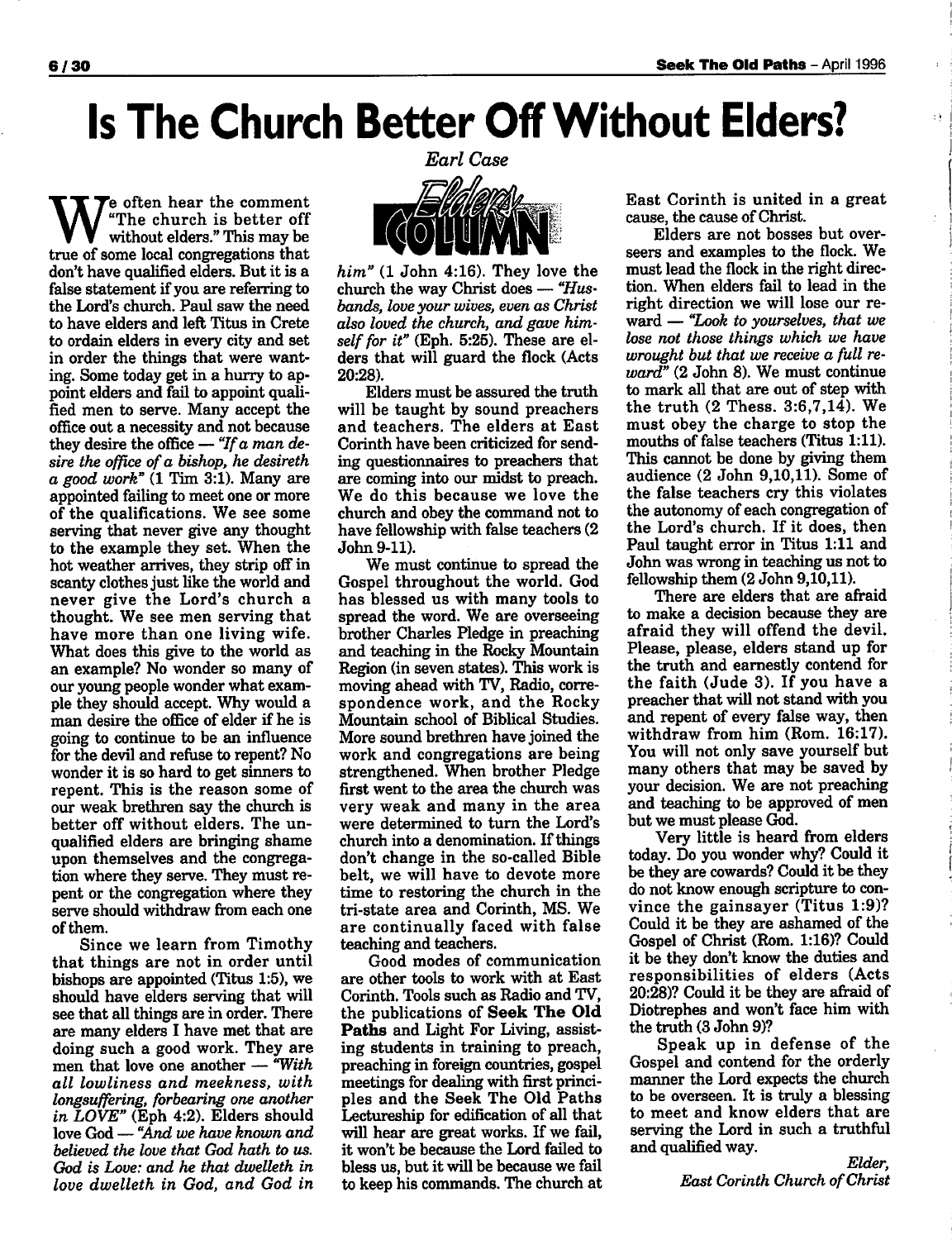# Is The Church Better Off Without Elders?

*Earl Case*

We often hear the comment "The church is better off without elders." This may be true of some local congregations that don't have qualified elders. But it is a false statement if you are referring to the Lord's church. Paul saw the need to have elders and left Titus in Crete to ordain elders in every city and set in order the things that were wanting. Some today get in a hurry to appoint elders and fail to appoint qualified men to serve. Many accept the office out a necessity and not because they desire the office — *"If a man desire the office of a bishop, he desireth a good work"* (1 Tim 3:1). Many are appointed failing to meet one or more of the qualifications. We see some serving that never give any thought to the example they set. When the hot weather arrives, they strip off in scanty clothes just like the world and never give the Lord's church a thought. We see men serving that have more than one living wife. What does this give to the world as an example? No wonder so many of our young people wonder what example they should accept. Why would a man desire the office of elder if he is going to continue to be an influence for the devil and refuse to repent? No wonder it is so hard to get sinners to repent. This is the reason some of our weak brethren say the church is better off without elders. The unqualified elders are bringing shame upon themselves and the congregation where they serve. They must repent or the congregation where they serve should withdraw from each one of them.

Since we learn from Timothy that things are not in order until bishops are appointed (Titus 1:5), we should have elders serving that will see that all things are in order. There are many elders I have met that are doing such a good work. They are men that love one another — *"With all lowliness and meekness, with longsuffering, forbearing one another in LOVE"* (Eph 4:2). Elders should love God — *"And we have known and believed the love that God hath to us. God is Love: and he that dwelleth in love dwelleth in God, and God in him"* (1 John 4:16). They love the church the way Christ does — *"Husbands, love your wives, even as Christ also loved the church, and gave himself for it"* (Eph. 5:25). These are elders that will guard the flock (Acts 20:28).

Elders must be assured the truth will be taught by sound preachers and teachers. The elders at East Corinth have been criticized for sending questionnaires to preachers that are coming into our midst to preach. We do this because we love the church and obey the command not to have fellowship with false teachers (2 John 9-11).

We must continue to spread the Gospel throughout the world. God has blessed us with many tools to spread the word. We are overseeing brother Charles Pledge in preaching and teaching in the Rocky Mountain Region (in seven states). This work is moving ahead with TV, Radio, correspondence work, and the Rocky Mountain school of Biblical Studies. More sound brethren have joined the work and congregations are being strengthened. When brother Pledge first went to the area the church was very weak and many in the area were determined to turn the Lord's church into a denomination. If things don't change in the so-called Bible belt, we will have to devote more time to restoring the church in the tri-state area and Corinth, MS. We are continually faced with false teaching and teachers.

Good modes of communication are other tools to work with at East Corinth. Tools such as Radio and TV, the publications of **Seek The Old Paths** and Light For Living, assisting students in training to preach, preaching in foreign countries, gospel meetings for dealing with first principles and the Seek The Old Paths Lectureship for edification of all that will hear are great works. If we fail, it won't be because the Lord failed to bless us, but it will be because we fail to keep his commands. The church at East Corinth is united in a great cause, the cause of Christ.

Elders are not bosses but overseers and examples to the flock. We must lead the flock in the right direction. When elders fail to lead in the right direction we will lose our reward — *"Look to yourselves, that we lose not those things which we have wrought but that we receive a full reward"* (2 John 8). We must continue to mark all that are out of step with the truth (2 Thess. 3:6,7,14). We must obey the charge to stop the mouths of false teachers (Titus 1:11). This cannot be done by giving them audience (2 John 9,10,11). Some of the false teachers cry this violates the autonomy of each congregation of the Lord's church. If it does, then Paul taught error in Titus 1:11 and John was wrong in teaching us not to fellowship them (2 John 9,10,11).

There are elders that are afraid to make a decision because they are afraid they will offend the devil. Please, please, elders stand up for the truth and earnestly contend for the faith (Jude 3). If you have a preacher that will not stand with you and repent of every false way, then withdraw from him (Rom. 16:17). You will not only save yourself but many others that may be saved by your decision. We are not preaching and teaching to be approved of men but we must please God.

Very little is heard from elders today. Do you wonder why? Could it be they are cowards? Could it be they do not know enough scripture to convince the gainsayer (Titus 1:9)? Could it be they are ashamed of the Gospel of Christ (Rom. 1:16)? Could it be they don't know the duties and responsibilities of elders (Acts 20:28)? Could it be they are afraid of Diotrephes and won't face him with the truth (3 John 9)?

Speak up in defense of the Gospel and contend for the orderly manner the Lord expects the church to be overseen. It is truly a blessing to meet and know elders that are serving the Lord in such a truthful and qualified way.

*Elder,*
*East Corinth Church of Christ*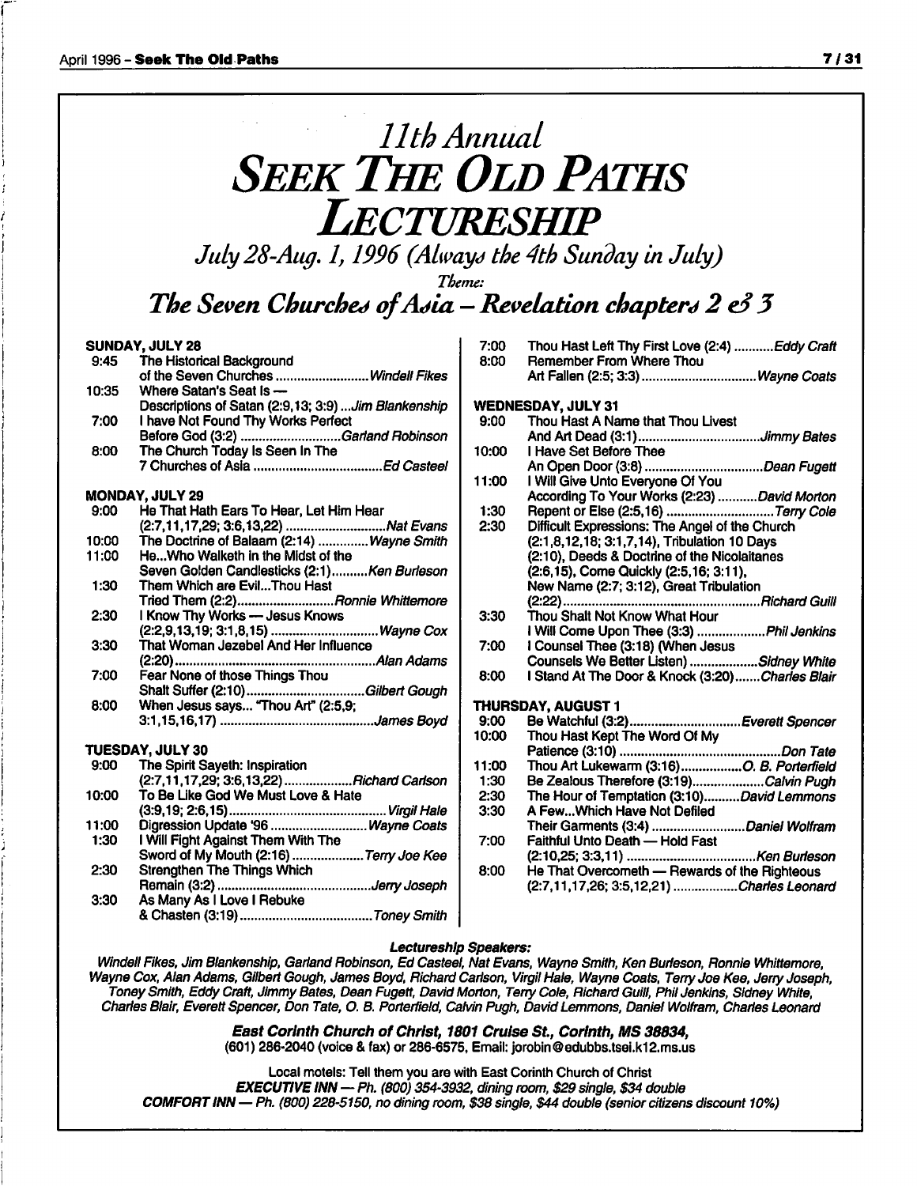# *11th Annual*
# SEEK THE OLD PATHS LECTURESHIP

*July 28-Aug. 1, 1996 (Always the 4th Sunday in July)*

*Theme:*

## *The Seven Churches of Asia – Revelation chapters 2 & 3*

**SUNDAY, JULY 28**

- 9:45 The Historical Background of the Seven Churches .......... *Windell Fikes*
- 10:35 Where Satan's Seat Is — Descriptions of Satan (2:9,13; 3:9) ... *Jim Blankenship*
- 7:00 I have Not Found Thy Works Perfect Before God (3:2) .......... *Garland Robinson*
- 8:00 The Church Today Is Seen In The 7 Churches of Asia .......... *Ed Casteel*

**MONDAY, JULY 29**

- 9:00 He That Hath Ears To Hear, Let Him Hear (2:7,11,17,29; 3:6,13,22) .......... *Nat Evans*
- 10:00 The Doctrine of Balaam (2:14) .......... *Wayne Smith*
- 11:00 He...Who Walketh in the Midst of the Seven Golden Candlesticks (2:1) .......... *Ken Burleson*
- 1:30 Them Which are Evil...Thou Hast Tried Them (2:2) .......... *Ronnie Whittemore*
- 2:30 I Know Thy Works — Jesus Knows (2:2,9,13,19; 3:1,8,15) .......... *Wayne Cox*
- 3:30 That Woman Jezebel And Her Influence (2:20) .......... *Alan Adams*
- 7:00 Fear None of those Things Thou Shalt Suffer (2:10) .......... *Gilbert Gough*
- 8:00 When Jesus says... "Thou Art" (2:5,9; 3:1,15,16,17) .......... *James Boyd*

**TUESDAY, JULY 30**

- 9:00 The Spirit Sayeth: Inspiration (2:7,11,17,29; 3:6,13,22) .......... *Richard Carlson*
- 10:00 To Be Like God We Must Love & Hate (3:9,19; 2:6,15) .......... *Virgil Hale*
- 11:00 Digression Update '96 .......... *Wayne Coats*
- 1:30 I Will Fight Against Them With The Sword of My Mouth (2:16) .......... *Terry Joe Kee*
- 2:30 Strengthen The Things Which Remain (3:2) .......... *Jerry Joseph*
- 3:30 As Many As I Love I Rebuke & Chasten (3:19) .......... *Toney Smith*
- 7:00 Thou Hast Left Thy First Love (2:4) .......... *Eddy Craft*
- 8:00 Remember From Where Thou Art Fallen (2:5; 3:3) .......... *Wayne Coats*

**WEDNESDAY, JULY 31**

- 9:00 Thou Hast A Name that Thou Livest And Art Dead (3:1) .......... *Jimmy Bates*
- 10:00 I Have Set Before Thee An Open Door (3:8) .......... *Dean Fugett*
- 11:00 I Will Give Unto Everyone Of You According To Your Works (2:23) .......... *David Morton*
- 1:30 Repent or Else (2:5,16) .......... *Terry Cole*
- 2:30 Difficult Expressions: The Angel of the Church (2:1,8,12,18; 3:1,7,14), Tribulation 10 Days (2:10), Deeds & Doctrine of the Nicolaitanes (2:6,15), Come Quickly (2:5,16; 3:11), New Name (2:7; 3:12), Great Tribulation (2:22) .......... *Richard Guill*
- 3:30 Thou Shalt Not Know What Hour I Will Come Upon Thee (3:3) .......... *Phil Jenkins*
- 7:00 I Counsel Thee (3:18) (When Jesus Counsels We Better Listen) .......... *Sidney White*
- 8:00 I Stand At The Door & Knock (3:20) .......... *Charles Blair*

**THURSDAY, AUGUST 1**

- 9:00 Be Watchful (3:2) .......... *Everett Spencer*
- 10:00 Thou Hast Kept The Word Of My Patience (3:10) .......... *Don Tate*
- 11:00 Thou Art Lukewarm (3:16) .......... *O. B. Porterfield*
- 1:30 Be Zealous Therefore (3:19) .......... *Calvin Pugh*
- 2:30 The Hour of Temptation (3:10) .......... *David Lemmons*
- 3:30 A Few...Which Have Not Defiled Their Garments (3:4) .......... *Daniel Wolfram*
- 7:00 Faithful Unto Death — Hold Fast (2:10,25; 3:3,11) .......... *Ken Burleson*
- 8:00 He That Overcometh — Rewards of the Righteous (2:7,11,17,26; 3:5,12,21) .......... *Charles Leonard*

**Lectureship Speakers:**

*Windell Fikes, Jim Blankenship, Garland Robinson, Ed Casteel, Nat Evans, Wayne Smith, Ken Burleson, Ronnie Whittemore, Wayne Cox, Alan Adams, Gilbert Gough, James Boyd, Richard Carlson, Virgil Hale, Wayne Coats, Terry Joe Kee, Jerry Joseph, Toney Smith, Eddy Craft, Jimmy Bates, Dean Fugett, David Morton, Terry Cole, Richard Guill, Phil Jenkins, Sidney White, Charles Blair, Everett Spencer, Don Tate, O. B. Porterfield, Calvin Pugh, David Lemmons, Daniel Wolfram, Charles Leonard*

***East Corinth Church of Christ, 1801 Cruise St., Corinth, MS 38834,***
(601) 286-2040 (voice & fax) or 286-6575, Email: jorobin@edubbs.tsei.k12.ms.us

Local motels: Tell them you are with East Corinth Church of Christ
***EXECUTIVE INN** — Ph. (800) 354-3932, dining room, $29 single, $34 double*
***COMFORT INN** — Ph. (800) 228-5150, no dining room, $38 single, $44 double (senior citizens discount 10%)*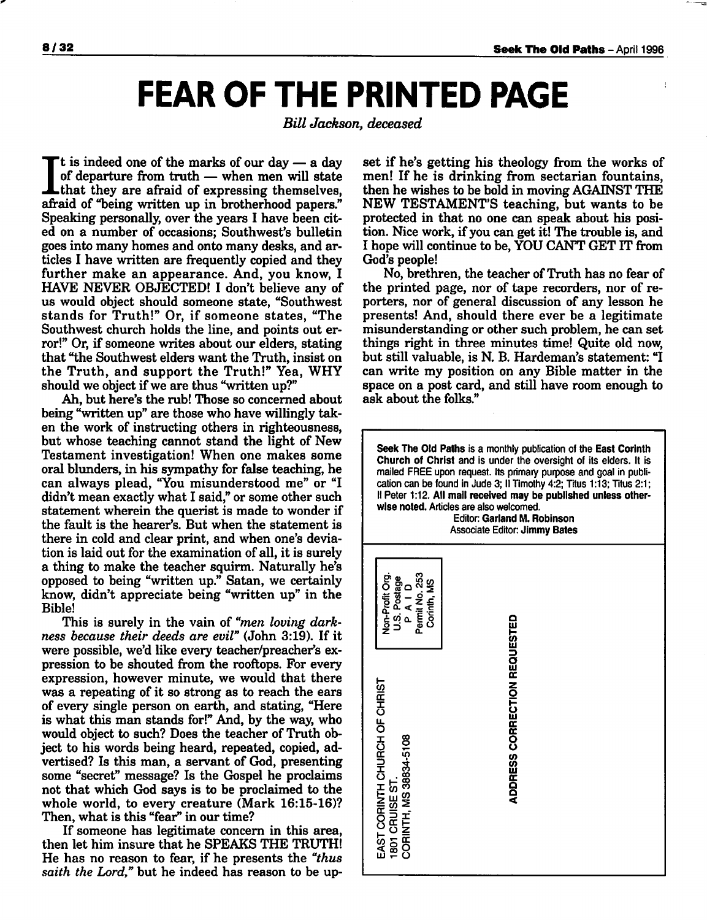# FEAR OF THE PRINTED PAGE

*Bill Jackson, deceased*

It is indeed one of the marks of our day — a day of departure from truth — when men will state that they are afraid of expressing themselves, afraid of "being written up in brotherhood papers." Speaking personally, over the years I have been cited on a number of occasions; Southwest's bulletin goes into many homes and onto many desks, and articles I have written are frequently copied and they further make an appearance. And, you know, I HAVE NEVER OBJECTED! I don't believe any of us would object should someone state, "Southwest stands for Truth!" Or, if someone states, "The Southwest church holds the line, and points out error!" Or, if someone writes about our elders, stating that "the Southwest elders want the Truth, insist on the Truth, and support the Truth!" Yea, WHY should we object if we are thus "written up?"

Ah, but here's the rub! Those so concerned about being "written up" are those who have willingly taken the work of instructing others in righteousness, but whose teaching cannot stand the light of New Testament investigation! When one makes some oral blunders, in his sympathy for false teaching, he can always plead, "You misunderstood me" or "I didn't mean exactly what I said," or some other such statement wherein the querist is made to wonder if the fault is the hearer's. But when the statement is there in cold and clear print, and when one's deviation is laid out for the examination of all, it is surely a thing to make the teacher squirm. Naturally he's opposed to being "written up." Satan, we certainly know, didn't appreciate being "written up" in the Bible!

This is surely in the vain of *"men loving darkness because their deeds are evil"* (John 3:19). If it were possible, we'd like every teacher/preacher's expression to be shouted from the rooftops. For every expression, however minute, we would that there was a repeating of it so strong as to reach the ears of every single person on earth, and stating, "Here is what this man stands for!" And, by the way, who would object to such? Does the teacher of Truth object to his words being heard, repeated, copied, advertised? Is this man, a servant of God, presenting some "secret" message? Is the Gospel he proclaims not that which God says is to be proclaimed to the whole world, to every creature (Mark 16:15-16)? Then, what is this "fear" in our time?

If someone has legitimate concern in this area, then let him insure that he SPEAKS THE TRUTH! He has no reason to fear, if he presents the *"thus saith the Lord,"* but he indeed has reason to be upset if he's getting his theology from the works of men! If he is drinking from sectarian fountains, then he wishes to be bold in moving AGAINST THE NEW TESTAMENT'S teaching, but wants to be protected in that no one can speak about his position. Nice work, if you can get it! The trouble is, and I hope will continue to be, YOU CAN'T GET IT from God's people!

No, brethren, the teacher of Truth has no fear of the printed page, nor of tape recorders, nor of reporters, nor of general discussion of any lesson he presents! And, should there ever be a legitimate misunderstanding or other such problem, he can set things right in three minutes time! Quite old now, but still valuable, is N. B. Hardeman's statement: "I can write my position on any Bible matter in the space on a post card, and still have room enough to ask about the folks."

---

**Seek The Old Paths** is a monthly publication of the **East Corinth Church of Christ** and is under the oversight of its elders. It is mailed FREE upon request. Its primary purpose and goal in publication can be found in Jude 3; II Timothy 4:2; Titus 1:13; Titus 2:1; II Peter 1:12. **All mail received may be published unless otherwise noted.** Articles are also welcomed.

Editor: **Garland M. Robinson**
Associate Editor: **Jimmy Bates**

Non-Profit Org.
U.S. Postage
P A I D
Permit No. 253
Corinth, MS

EAST CORINTH CHURCH OF CHRIST
1801 CRUISE ST.
CORINTH, MS 38834-5108

ADDRESS CORRECTION REQUESTED